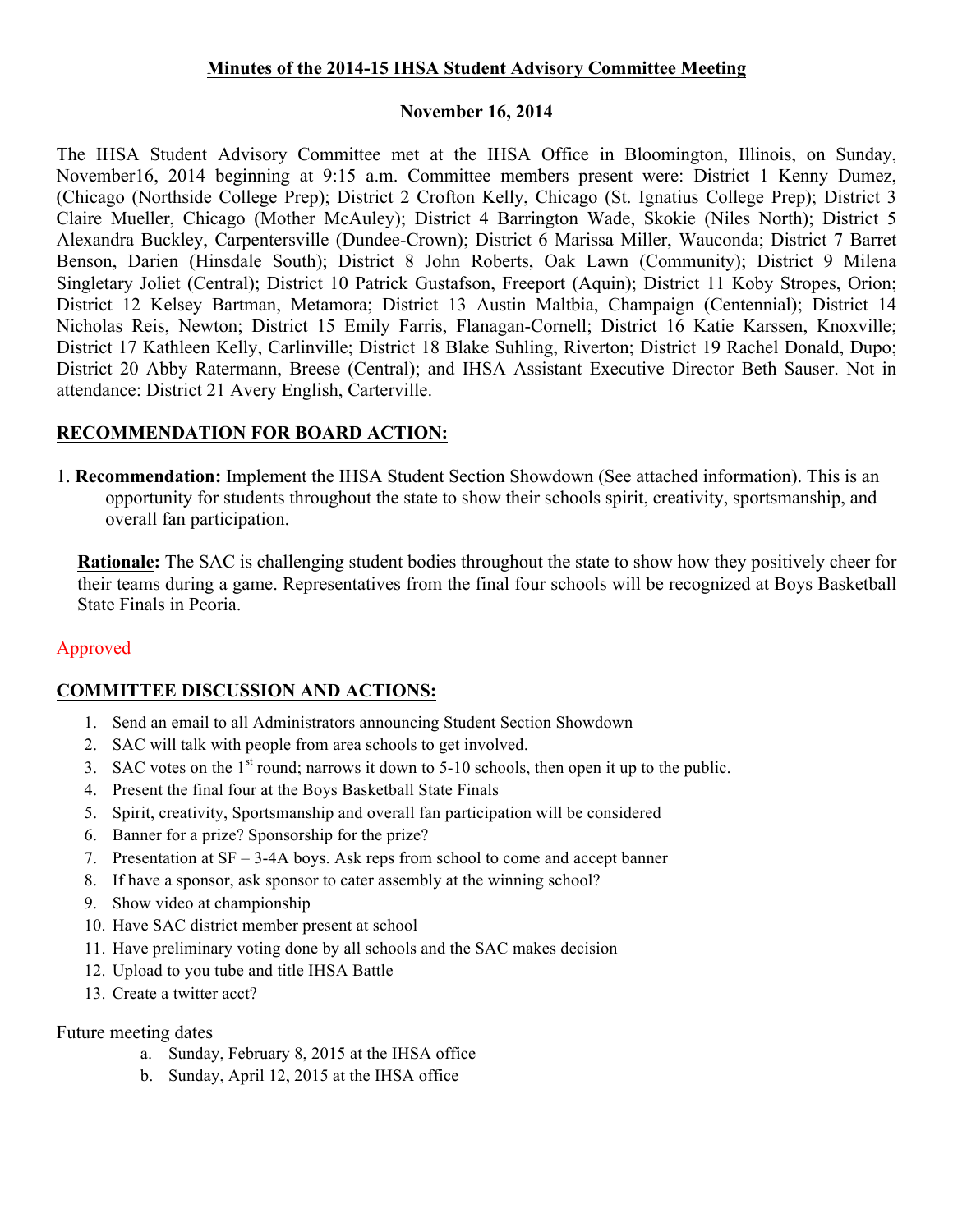**Minutes of the 2014-15 IHSA Student Advisory Committee Meeting**

**November 16, 2014**

The IHSA Student Advisory Committee met at the IHSA Office in Bloomington, Illinois, on Sunday, November16, 2014 beginning at 9:15 a.m. Committee members present were: District 1 Kenny Dumez, (Chicago (Northside College Prep); District 2 Crofton Kelly, Chicago (St. Ignatius College Prep); District 3 Claire Mueller, Chicago (Mother McAuley); District 4 Barrington Wade, Skokie (Niles North); District 5 Alexandra Buckley, Carpentersville (Dundee-Crown); District 6 Marissa Miller, Wauconda; District 7 Barret Benson, Darien (Hinsdale South); District 8 John Roberts, Oak Lawn (Community); District 9 Milena Singletary Joliet (Central); District 10 Patrick Gustafson, Freeport (Aquin); District 11 Koby Stropes, Orion; District 12 Kelsey Bartman, Metamora; District 13 Austin Maltbia, Champaign (Centennial); District 14 Nicholas Reis, Newton; District 15 Emily Farris, Flanagan-Cornell; District 16 Katie Karssen, Knoxville; District 17 Kathleen Kelly, Carlinville; District 18 Blake Suhling, Riverton; District 19 Rachel Donald, Dupo; District 20 Abby Ratermann, Breese (Central); and IHSA Assistant Executive Director Beth Sauser. Not in attendance: District 21 Avery English, Carterville.

**RECOMMENDATION FOR BOARD ACTION:**

1. **Recommendation:** Implement the IHSA Student Section Showdown (See attached information). This is an opportunity for students throughout the state to show their schools spirit, creativity, sportsmanship, and overall fan participation.

   **Rationale:** The SAC is challenging student bodies throughout the state to show how they positively cheer for their teams during a game. Representatives from the final four schools will be recognized at Boys Basketball State Finals in Peoria.

Approved

**COMMITTEE DISCUSSION AND ACTIONS:**

1. Send an email to all Administrators announcing Student Section Showdown
2. SAC will talk with people from area schools to get involved.
3. SAC votes on the 1st round; narrows it down to 5-10 schools, then open it up to the public.
4. Present the final four at the Boys Basketball State Finals
5. Spirit, creativity, Sportsmanship and overall fan participation will be considered
6. Banner for a prize? Sponsorship for the prize?
7. Presentation at SF – 3-4A boys. Ask reps from school to come and accept banner
8. If have a sponsor, ask sponsor to cater assembly at the winning school?
9. Show video at championship
10. Have SAC district member present at school
11. Have preliminary voting done by all schools and the SAC makes decision
12. Upload to you tube and title IHSA Battle
13. Create a twitter acct?

Future meeting dates

a. Sunday, February 8, 2015 at the IHSA office
b. Sunday, April 12, 2015 at the IHSA office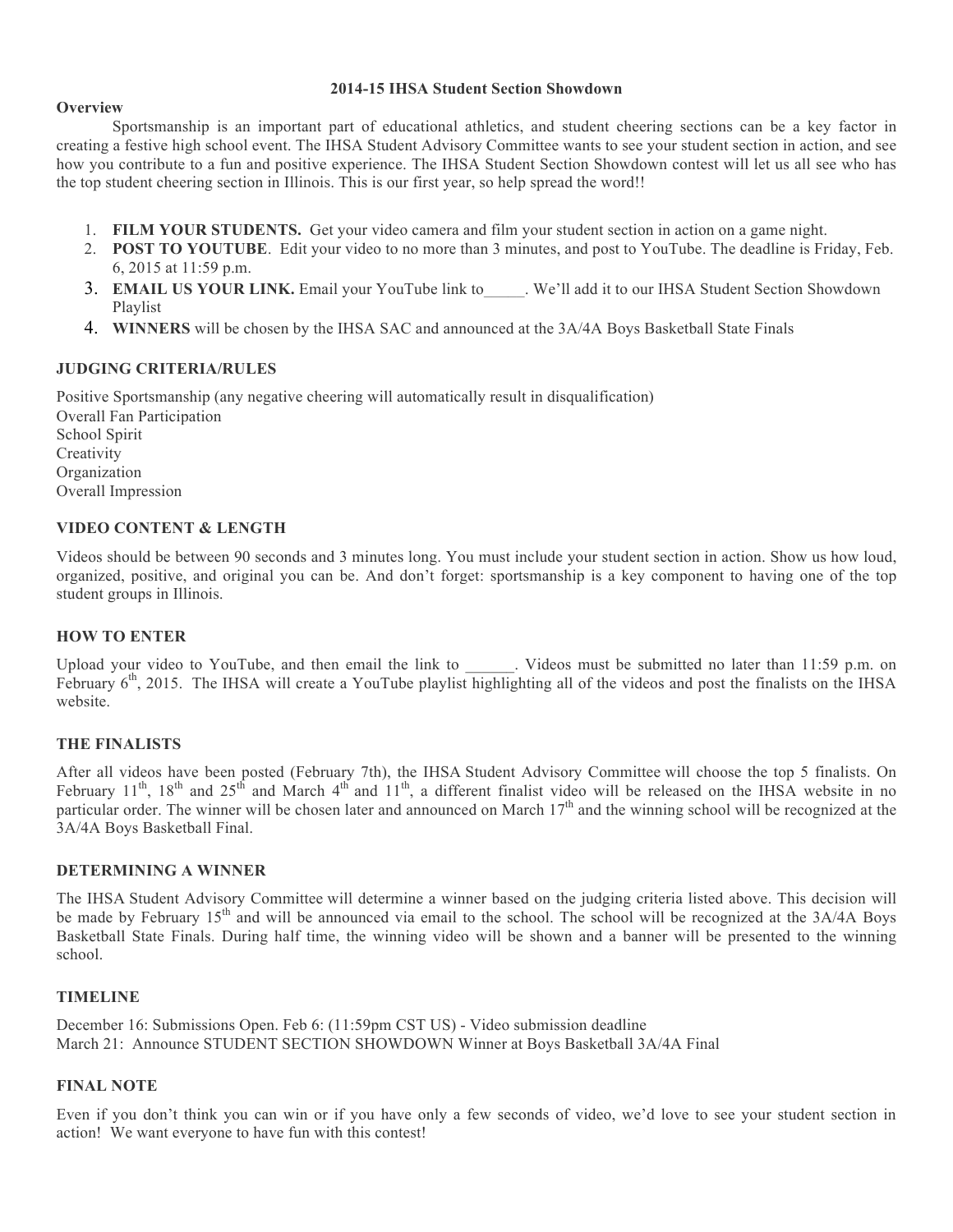# 2014-15 IHSA Student Section Showdown

**Overview**

Sportsmanship is an important part of educational athletics, and student cheering sections can be a key factor in creating a festive high school event. The IHSA Student Advisory Committee wants to see your student section in action, and see how you contribute to a fun and positive experience. The IHSA Student Section Showdown contest will let us all see who has the top student cheering section in Illinois. This is our first year, so help spread the word!!

1. **FILM YOUR STUDENTS.** Get your video camera and film your student section in action on a game night.
2. **POST TO YOUTUBE**. Edit your video to no more than 3 minutes, and post to YouTube. The deadline is Friday, Feb. 6, 2015 at 11:59 p.m.
3. **EMAIL US YOUR LINK.** Email your YouTube link to_____. We'll add it to our IHSA Student Section Showdown Playlist
4. **WINNERS** will be chosen by the IHSA SAC and announced at the 3A/4A Boys Basketball State Finals

## JUDGING CRITERIA/RULES

Positive Sportsmanship (any negative cheering will automatically result in disqualification)
Overall Fan Participation
School Spirit
Creativity
Organization
Overall Impression

## VIDEO CONTENT & LENGTH

Videos should be between 90 seconds and 3 minutes long. You must include your student section in action. Show us how loud, organized, positive, and original you can be. And don't forget: sportsmanship is a key component to having one of the top student groups in Illinois.

## HOW TO ENTER

Upload your video to YouTube, and then email the link to ______. Videos must be submitted no later than 11:59 p.m. on February 6th, 2015. The IHSA will create a YouTube playlist highlighting all of the videos and post the finalists on the IHSA website.

## THE FINALISTS

After all videos have been posted (February 7th), the IHSA Student Advisory Committee will choose the top 5 finalists. On February 11th, 18th and 25th and March 4th and 11th, a different finalist video will be released on the IHSA website in no particular order. The winner will be chosen later and announced on March 17th and the winning school will be recognized at the 3A/4A Boys Basketball Final.

## DETERMINING A WINNER

The IHSA Student Advisory Committee will determine a winner based on the judging criteria listed above. This decision will be made by February 15th and will be announced via email to the school. The school will be recognized at the 3A/4A Boys Basketball State Finals. During half time, the winning video will be shown and a banner will be presented to the winning school.

## TIMELINE

December 16: Submissions Open. Feb 6: (11:59pm CST US) - Video submission deadline
March 21: Announce STUDENT SECTION SHOWDOWN Winner at Boys Basketball 3A/4A Final

## FINAL NOTE

Even if you don't think you can win or if you have only a few seconds of video, we'd love to see your student section in action! We want everyone to have fun with this contest!